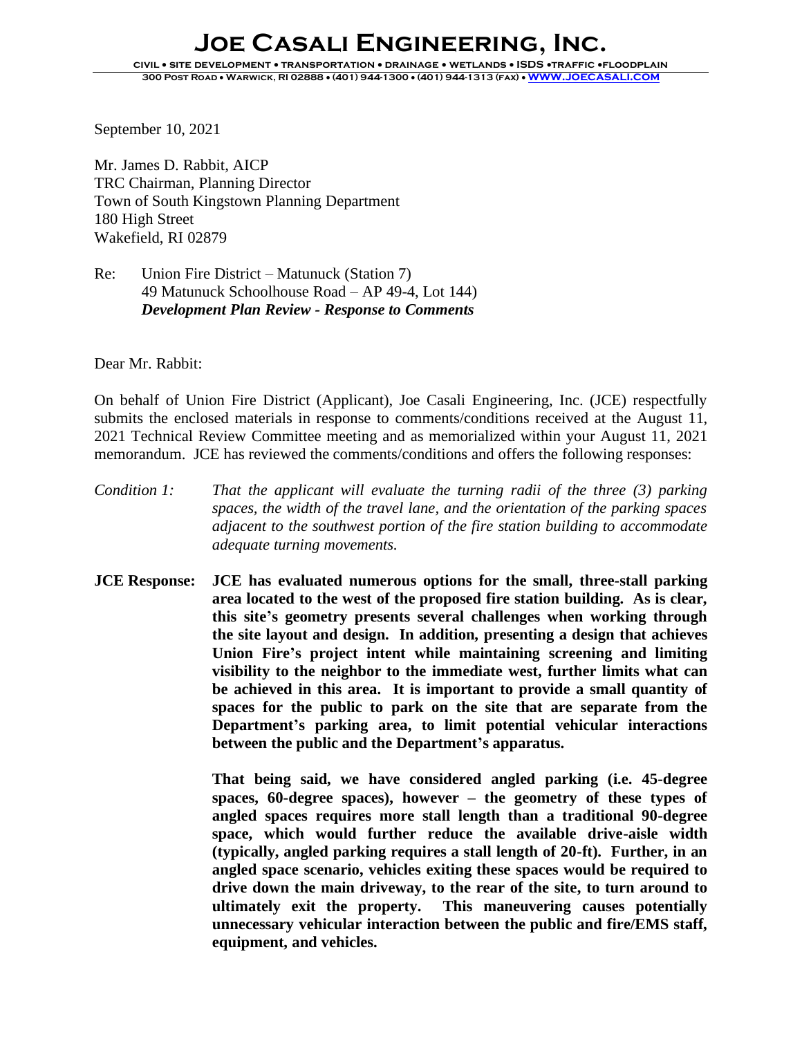# Joe Casali Engineering, Inc.

CIVIL • SITE DEVELOPMENT • TRANSPORTATION • DRAINAGE • WETLANDS • ISDS •TRAFFIC •FLOODPLAIN
300 POST ROAD • WARWICK, RI 02888 • (401) 944-1300 • (401) 944-1313 (FAX) • WWW.JOECASALI.COM

September 10, 2021

Mr. James D. Rabbit, AICP
TRC Chairman, Planning Director
Town of South Kingstown Planning Department
180 High Street
Wakefield, RI 02879

Re: Union Fire District – Matunuck (Station 7)
49 Matunuck Schoolhouse Road – AP 49-4, Lot 144)
***Development Plan Review - Response to Comments***

Dear Mr. Rabbit:

On behalf of Union Fire District (Applicant), Joe Casali Engineering, Inc. (JCE) respectfully submits the enclosed materials in response to comments/conditions received at the August 11, 2021 Technical Review Committee meeting and as memorialized within your August 11, 2021 memorandum. JCE has reviewed the comments/conditions and offers the following responses:

*Condition 1:* *That the applicant will evaluate the turning radii of the three (3) parking spaces, the width of the travel lane, and the orientation of the parking spaces adjacent to the southwest portion of the fire station building to accommodate adequate turning movements.*

**JCE Response: JCE has evaluated numerous options for the small, three-stall parking area located to the west of the proposed fire station building. As is clear, this site's geometry presents several challenges when working through the site layout and design. In addition, presenting a design that achieves Union Fire's project intent while maintaining screening and limiting visibility to the neighbor to the immediate west, further limits what can be achieved in this area. It is important to provide a small quantity of spaces for the public to park on the site that are separate from the Department's parking area, to limit potential vehicular interactions between the public and the Department's apparatus.**

**That being said, we have considered angled parking (i.e. 45-degree spaces, 60-degree spaces), however – the geometry of these types of angled spaces requires more stall length than a traditional 90-degree space, which would further reduce the available drive-aisle width (typically, angled parking requires a stall length of 20-ft). Further, in an angled space scenario, vehicles exiting these spaces would be required to drive down the main driveway, to the rear of the site, to turn around to ultimately exit the property. This maneuvering causes potentially unnecessary vehicular interaction between the public and fire/EMS staff, equipment, and vehicles.**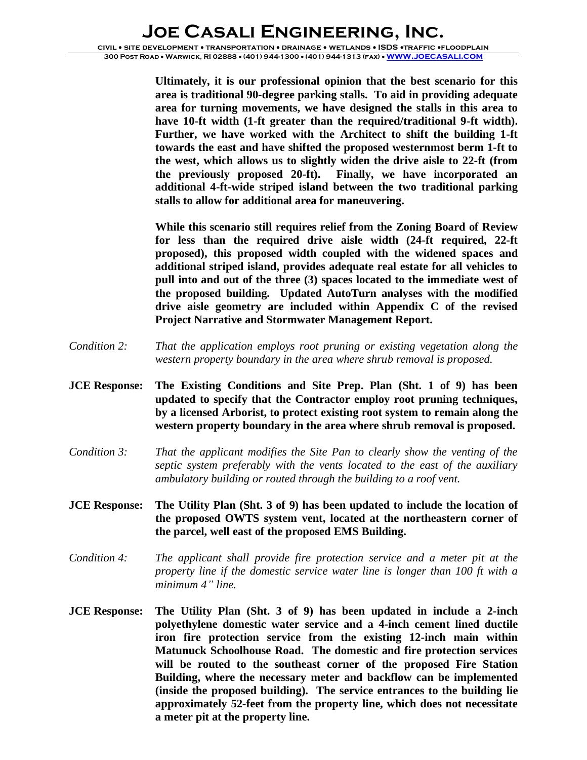**Ultimately, it is our professional opinion that the best scenario for this area is traditional 90-degree parking stalls. To aid in providing adequate area for turning movements, we have designed the stalls in this area to have 10-ft width (1-ft greater than the required/traditional 9-ft width). Further, we have worked with the Architect to shift the building 1-ft towards the east and have shifted the proposed westernmost berm 1-ft to the west, which allows us to slightly widen the drive aisle to 22-ft (from the previously proposed 20-ft). Finally, we have incorporated an additional 4-ft-wide striped island between the two traditional parking stalls to allow for additional area for maneuvering.**

**While this scenario still requires relief from the Zoning Board of Review for less than the required drive aisle width (24-ft required, 22-ft proposed), this proposed width coupled with the widened spaces and additional striped island, provides adequate real estate for all vehicles to pull into and out of the three (3) spaces located to the immediate west of the proposed building. Updated AutoTurn analyses with the modified drive aisle geometry are included within Appendix C of the revised Project Narrative and Stormwater Management Report.**

*Condition 2: That the application employs root pruning or existing vegetation along the western property boundary in the area where shrub removal is proposed.*

**JCE Response: The Existing Conditions and Site Prep. Plan (Sht. 1 of 9) has been updated to specify that the Contractor employ root pruning techniques, by a licensed Arborist, to protect existing root system to remain along the western property boundary in the area where shrub removal is proposed.**

*Condition 3: That the applicant modifies the Site Pan to clearly show the venting of the septic system preferably with the vents located to the east of the auxiliary ambulatory building or routed through the building to a roof vent.*

**JCE Response: The Utility Plan (Sht. 3 of 9) has been updated to include the location of the proposed OWTS system vent, located at the northeastern corner of the parcel, well east of the proposed EMS Building.**

*Condition 4: The applicant shall provide fire protection service and a meter pit at the property line if the domestic service water line is longer than 100 ft with a minimum 4" line.*

**JCE Response: The Utility Plan (Sht. 3 of 9) has been updated in include a 2-inch polyethylene domestic water service and a 4-inch cement lined ductile iron fire protection service from the existing 12-inch main within Matunuck Schoolhouse Road. The domestic and fire protection services will be routed to the southeast corner of the proposed Fire Station Building, where the necessary meter and backflow can be implemented (inside the proposed building). The service entrances to the building lie approximately 52-feet from the property line, which does not necessitate a meter pit at the property line.**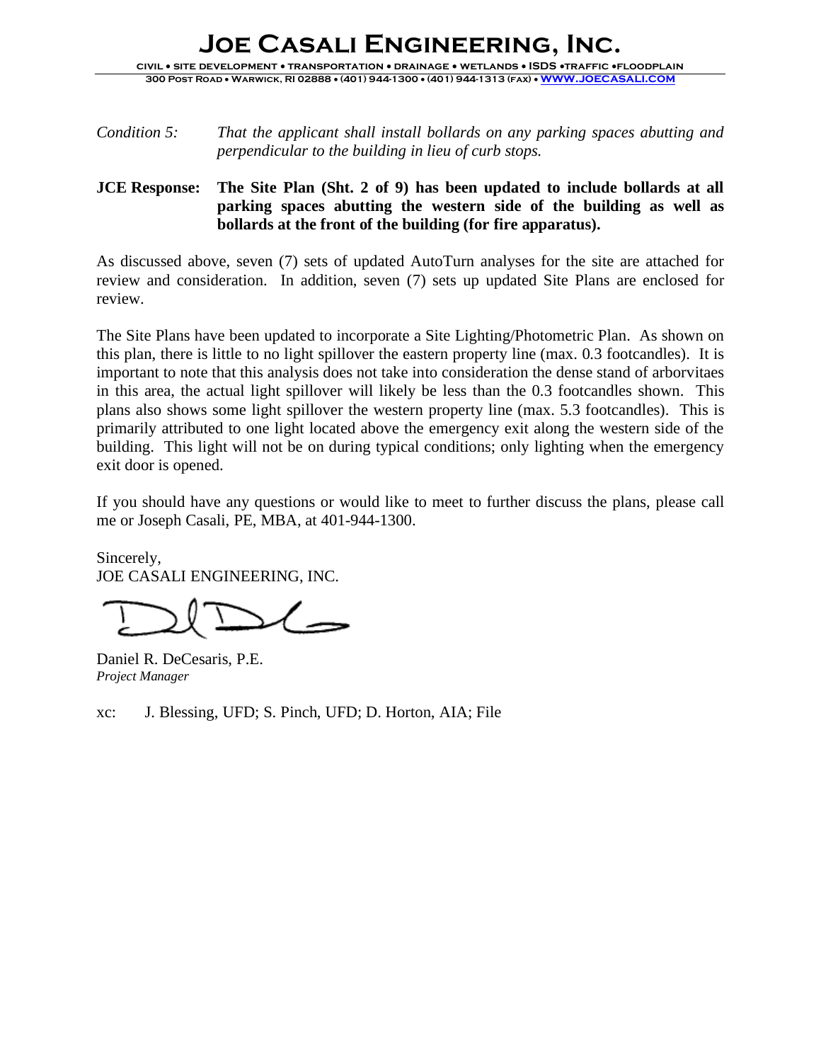*Condition 5:* *That the applicant shall install bollards on any parking spaces abutting and perpendicular to the building in lieu of curb stops.*

**JCE Response:** **The Site Plan (Sht. 2 of 9) has been updated to include bollards at all parking spaces abutting the western side of the building as well as bollards at the front of the building (for fire apparatus).**

As discussed above, seven (7) sets of updated AutoTurn analyses for the site are attached for review and consideration. In addition, seven (7) sets up updated Site Plans are enclosed for review.

The Site Plans have been updated to incorporate a Site Lighting/Photometric Plan. As shown on this plan, there is little to no light spillover the eastern property line (max. 0.3 footcandles). It is important to note that this analysis does not take into consideration the dense stand of arborvitaes in this area, the actual light spillover will likely be less than the 0.3 footcandles shown. This plans also shows some light spillover the western property line (max. 5.3 footcandles). This is primarily attributed to one light located above the emergency exit along the western side of the building. This light will not be on during typical conditions; only lighting when the emergency exit door is opened.

If you should have any questions or would like to meet to further discuss the plans, please call me or Joseph Casali, PE, MBA, at 401-944-1300.

Sincerely,
JOE CASALI ENGINEERING, INC.

Daniel R. DeCesaris, P.E.
*Project Manager*

xc: J. Blessing, UFD; S. Pinch, UFD; D. Horton, AIA; File